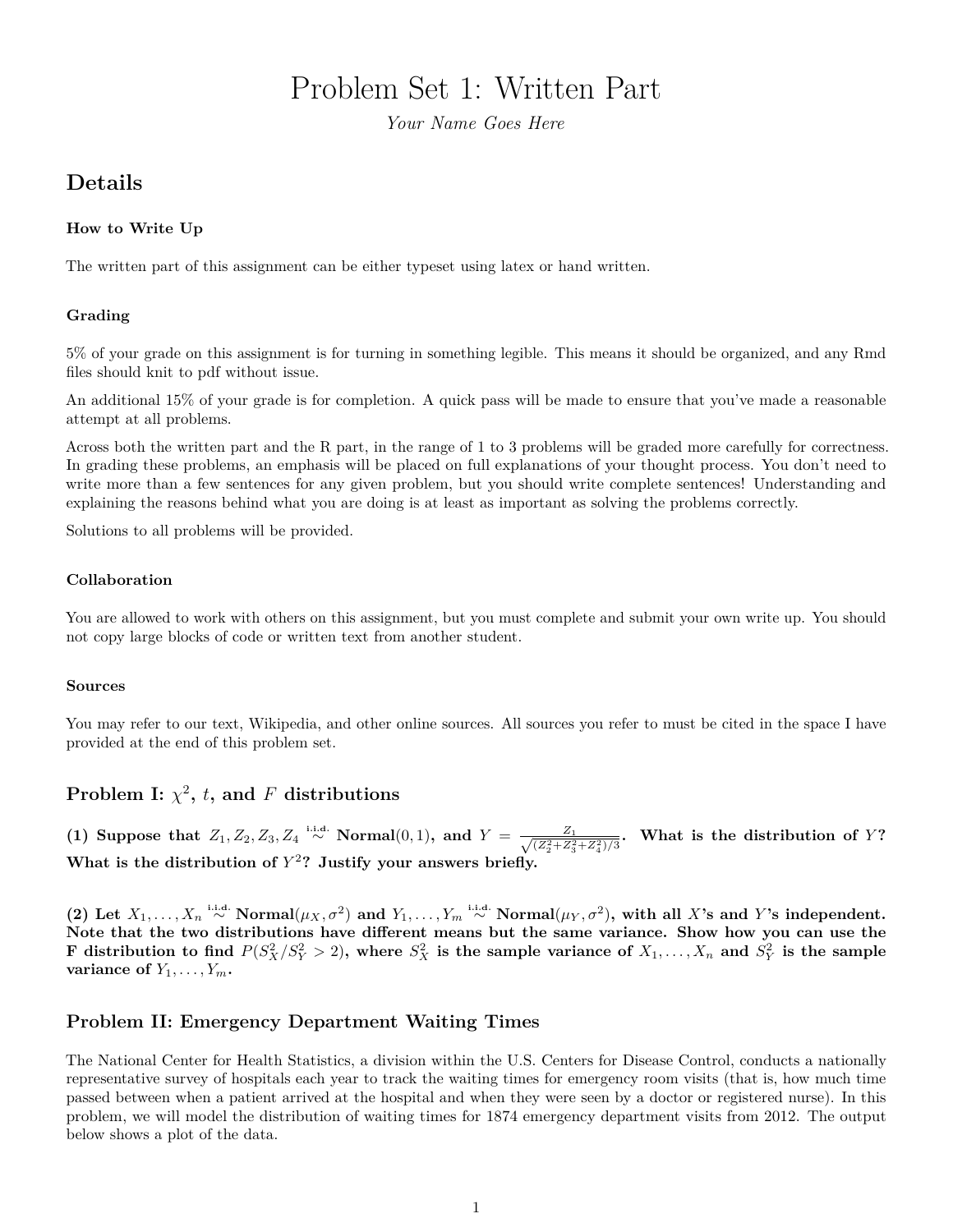# Problem Set 1: Written Part

*Your Name Goes Here*

## Details

#### How to Write Up

The written part of this assignment can be either typeset using latex or hand written.

#### Grading

5% of your grade on this assignment is for turning in something legible. This means it should be organized, and any Rmd files should knit to pdf without issue.

An additional 15% of your grade is for completion. A quick pass will be made to ensure that you've made a reasonable attempt at all problems.

Across both the written part and the R part, in the range of 1 to 3 problems will be graded more carefully for correctness. In grading these problems, an emphasis will be placed on full explanations of your thought process. You don't need to write more than a few sentences for any given problem, but you should write complete sentences! Understanding and explaining the reasons behind what you are doing is at least as important as solving the problems correctly.

Solutions to all problems will be provided.

#### Collaboration

You are allowed to work with others on this assignment, but you must complete and submit your own write up. You should not copy large blocks of code or written text from another student.

#### Sources

You may refer to our text, Wikipedia, and other online sources. All sources you refer to must be cited in the space I have provided at the end of this problem set.

## Problem I: $\chi^2$, $t$, and $F$ distributions

**(1) Suppose that $Z_1, Z_2, Z_3, Z_4 \overset{\text{i.i.d.}}{\sim}$ Normal$(0, 1)$, and $Y = \frac{Z_1}{\sqrt{(Z_2^2+Z_3^2+Z_4^2)/3}}$. What is the distribution of $Y$? What is the distribution of $Y^2$? Justify your answers briefly.**

**(2) Let $X_1, \ldots, X_n \overset{\text{i.i.d.}}{\sim}$ Normal$(\mu_X, \sigma^2)$ and $Y_1, \ldots, Y_m \overset{\text{i.i.d.}}{\sim}$ Normal$(\mu_Y, \sigma^2)$, with all $X$'s and $Y$'s independent. Note that the two distributions have different means but the same variance. Show how you can use the F distribution to find $P(S_X^2/S_Y^2 > 2)$, where $S_X^2$ is the sample variance of $X_1, \ldots, X_n$ and $S_Y^2$ is the sample variance of $Y_1, \ldots, Y_m$.**

## Problem II: Emergency Department Waiting Times

The National Center for Health Statistics, a division within the U.S. Centers for Disease Control, conducts a nationally representative survey of hospitals each year to track the waiting times for emergency room visits (that is, how much time passed between when a patient arrived at the hospital and when they were seen by a doctor or registered nurse). In this problem, we will model the distribution of waiting times for 1874 emergency department visits from 2012. The output below shows a plot of the data.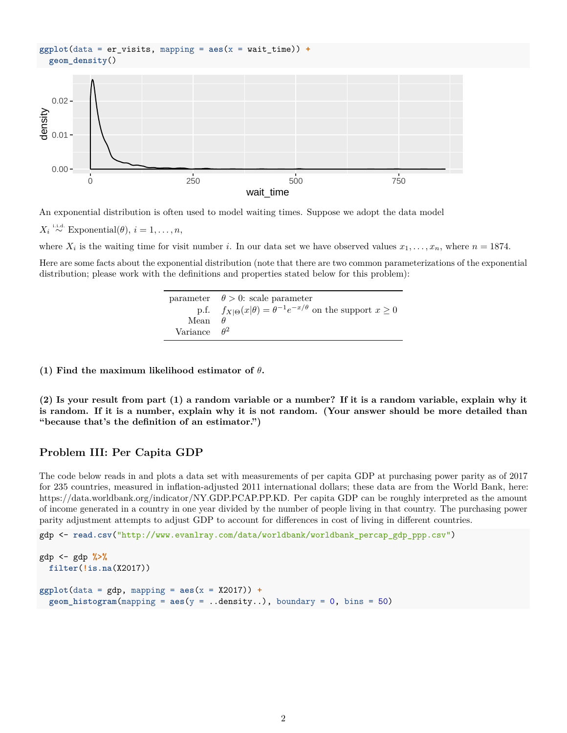```
ggplot(data = er_visits, mapping = aes(x = wait_time)) +
  geom_density()
```

An exponential distribution is often used to model waiting times. Suppose we adopt the data model

$X_i \overset{\text{i.i.d.}}{\sim} \text{Exponential}(\theta)$, $i = 1, \dots, n$,

where $X_i$ is the waiting time for visit number $i$. In our data set we have observed values $x_1, \dots, x_n$, where $n = 1874$.

Here are some facts about the exponential distribution (note that there are two common parameterizations of the exponential distribution; please work with the definitions and properties stated below for this problem):

| | |
|---|---|
| parameter | $\theta > 0$: scale parameter |
| p.f. | $f_{X\|\Theta}(x\|\theta) = \theta^{-1} e^{-x/\theta}$ on the support $x \geq 0$ |
| Mean | $\theta$ |
| Variance | $\theta^2$ |

**(1) Find the maximum likelihood estimator of $\theta$.**

**(2) Is your result from part (1) a random variable or a number? If it is a random variable, explain why it is random. If it is a number, explain why it is not random. (Your answer should be more detailed than "because that's the definition of an estimator.")**

### Problem III: Per Capita GDP

The code below reads in and plots a data set with measurements of per capita GDP at purchasing power parity as of 2017 for 235 countries, measured in inflation-adjusted 2011 international dollars; these data are from the World Bank, here: https://data.worldbank.org/indicator/NY.GDP.PCAP.PP.KD. Per capita GDP can be roughly interpreted as the amount of income generated in a country in one year divided by the number of people living in that country. The purchasing power parity adjustment attempts to adjust GDP to account for differences in cost of living in different countries.

```
gdp <- read.csv("http://www.evanlray.com/data/worldbank/worldbank_percap_gdp_ppp.csv")

gdp <- gdp %>%
  filter(!is.na(X2017))

ggplot(data = gdp, mapping = aes(x = X2017)) +
  geom_histogram(mapping = aes(y = ..density..), boundary = 0, bins = 50)
```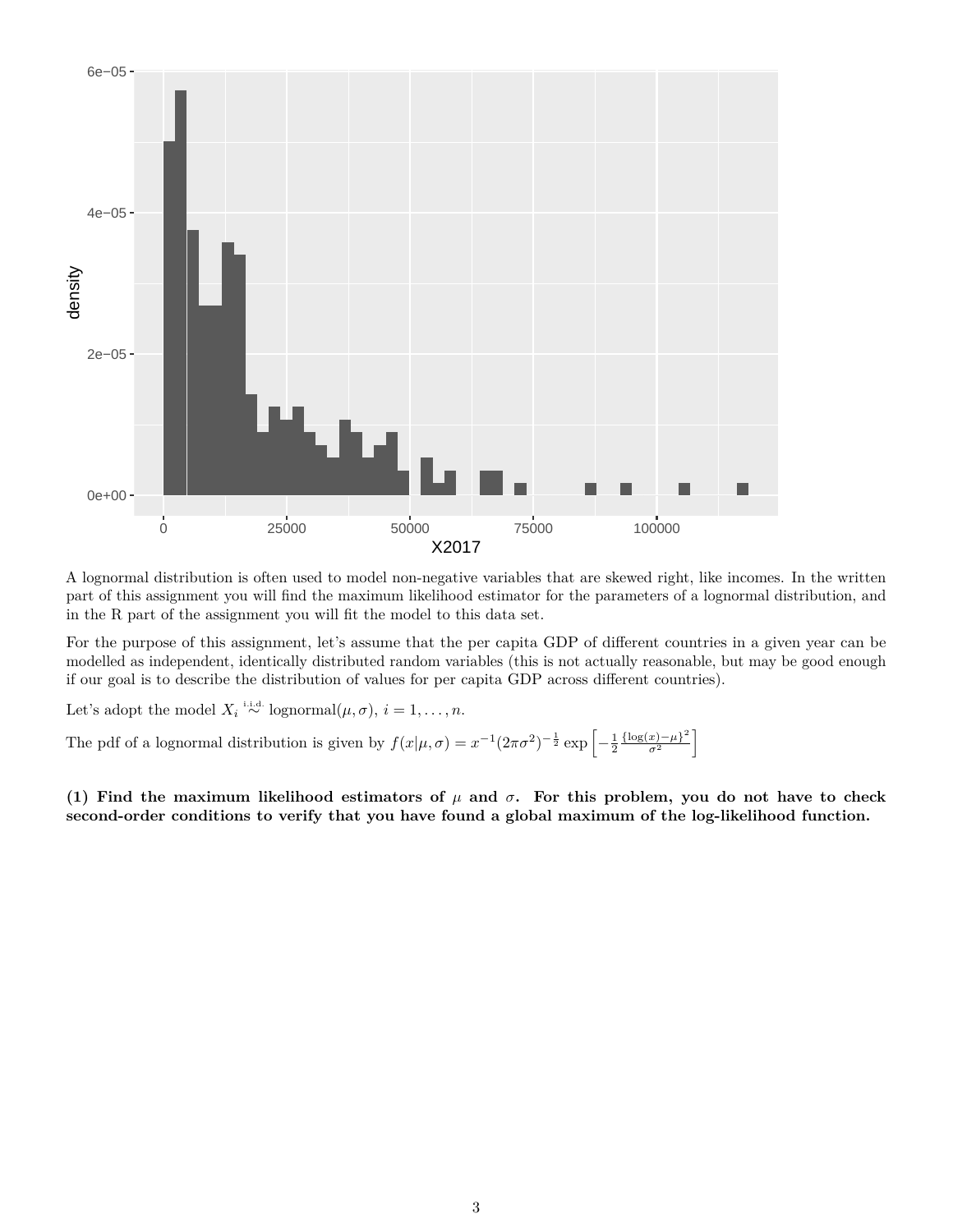6e−05

4e−05

2e−05

0e+00

density

0

25000

50000

75000

100000

X2017

A lognormal distribution is often used to model non-negative variables that are skewed right, like incomes. In the written part of this assignment you will find the maximum likelihood estimator for the parameters of a lognormal distribution, and in the R part of the assignment you will fit the model to this data set.

For the purpose of this assignment, let's assume that the per capita GDP of different countries in a given year can be modelled as independent, identically distributed random variables (this is not actually reasonable, but may be good enough if our goal is to describe the distribution of values for per capita GDP across different countries).

Let's adopt the model $X_i \overset{\text{i.i.d.}}{\sim} \text{lognormal}(\mu, \sigma)$, $i = 1, \ldots, n$.

The pdf of a lognormal distribution is given by $f(x|\mu, \sigma) = x^{-1}(2\pi\sigma^2)^{-\frac{1}{2}} \exp\left[-\frac{1}{2}\frac{\{\log(x) - \mu\}^2}{\sigma^2}\right]$

**(1) Find the maximum likelihood estimators of $\mu$ and $\sigma$. For this problem, you do not have to check second-order conditions to verify that you have found a global maximum of the log-likelihood function.**